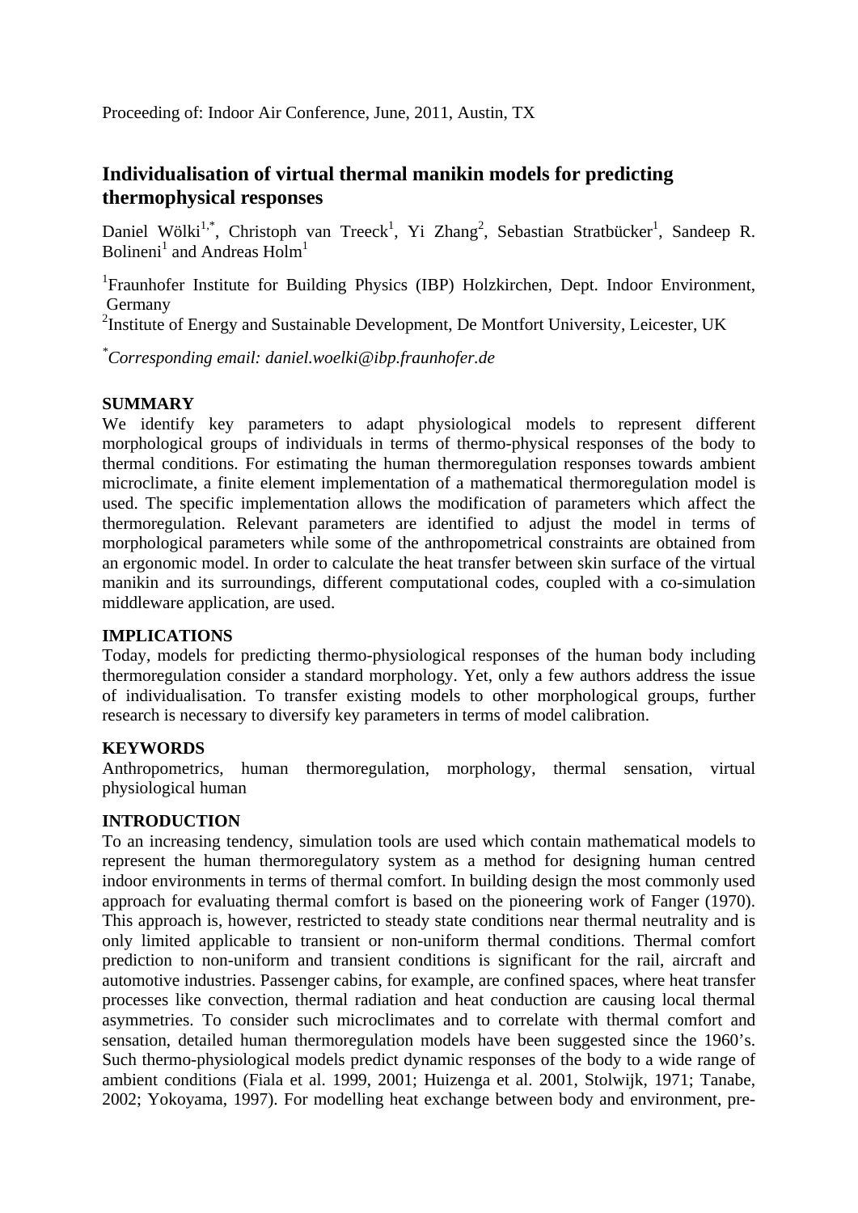Proceeding of: Indoor Air Conference, June, 2011, Austin, TX

# Individualisation of virtual thermal manikin models for predicting thermophysical responses

Daniel Wölki[1,*], Christoph van Treeck[1], Yi Zhang[2], Sebastian Stratbücker[1], Sandeep R. Bolineni[1] and Andreas Holm[1]

[1]Fraunhofer Institute for Building Physics (IBP) Holzkirchen, Dept. Indoor Environment, Germany

[2]Institute of Energy and Sustainable Development, De Montfort University, Leicester, UK

*[*]Corresponding email: daniel.woelki@ibp.fraunhofer.de*

## SUMMARY

We identify key parameters to adapt physiological models to represent different morphological groups of individuals in terms of thermo-physical responses of the body to thermal conditions. For estimating the human thermoregulation responses towards ambient microclimate, a finite element implementation of a mathematical thermoregulation model is used. The specific implementation allows the modification of parameters which affect the thermoregulation. Relevant parameters are identified to adjust the model in terms of morphological parameters while some of the anthropometrical constraints are obtained from an ergonomic model. In order to calculate the heat transfer between skin surface of the virtual manikin and its surroundings, different computational codes, coupled with a co-simulation middleware application, are used.

## IMPLICATIONS

Today, models for predicting thermo-physiological responses of the human body including thermoregulation consider a standard morphology. Yet, only a few authors address the issue of individualisation. To transfer existing models to other morphological groups, further research is necessary to diversify key parameters in terms of model calibration.

## KEYWORDS

Anthropometrics, human thermoregulation, morphology, thermal sensation, virtual physiological human

## INTRODUCTION

To an increasing tendency, simulation tools are used which contain mathematical models to represent the human thermoregulatory system as a method for designing human centred indoor environments in terms of thermal comfort. In building design the most commonly used approach for evaluating thermal comfort is based on the pioneering work of Fanger (1970). This approach is, however, restricted to steady state conditions near thermal neutrality and is only limited applicable to transient or non-uniform thermal conditions. Thermal comfort prediction to non-uniform and transient conditions is significant for the rail, aircraft and automotive industries. Passenger cabins, for example, are confined spaces, where heat transfer processes like convection, thermal radiation and heat conduction are causing local thermal asymmetries. To consider such microclimates and to correlate with thermal comfort and sensation, detailed human thermoregulation models have been suggested since the 1960's. Such thermo-physiological models predict dynamic responses of the body to a wide range of ambient conditions (Fiala et al. 1999, 2001; Huizenga et al. 2001, Stolwijk, 1971; Tanabe, 2002; Yokoyama, 1997). For modelling heat exchange between body and environment, pre-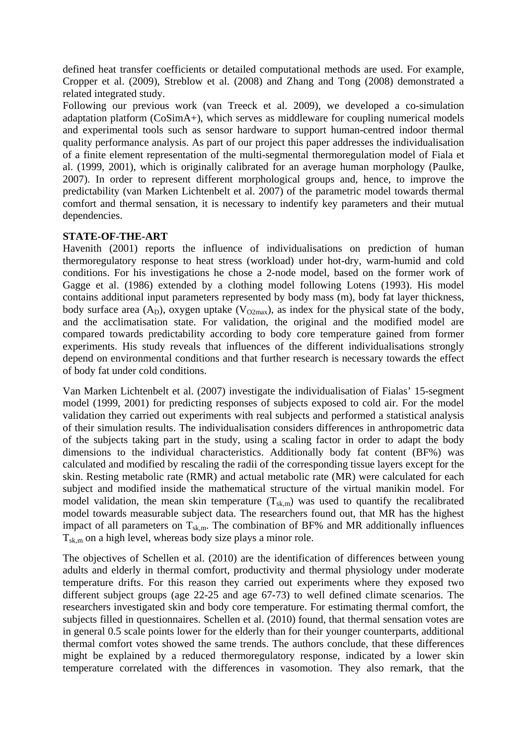defined heat transfer coefficients or detailed computational methods are used. For example, Cropper et al. (2009), Streblow et al. (2008) and Zhang and Tong (2008) demonstrated a related integrated study.

Following our previous work (van Treeck et al. 2009), we developed a co-simulation adaptation platform (CoSimA+), which serves as middleware for coupling numerical models and experimental tools such as sensor hardware to support human-centred indoor thermal quality performance analysis. As part of our project this paper addresses the individualisation of a finite element representation of the multi-segmental thermoregulation model of Fiala et al. (1999, 2001), which is originally calibrated for an average human morphology (Paulke, 2007). In order to represent different morphological groups and, hence, to improve the predictability (van Marken Lichtenbelt et al. 2007) of the parametric model towards thermal comfort and thermal sensation, it is necessary to indentify key parameters and their mutual dependencies.

## STATE-OF-THE-ART

Havenith (2001) reports the influence of individualisations on prediction of human thermoregulatory response to heat stress (workload) under hot-dry, warm-humid and cold conditions. For his investigations he chose a 2-node model, based on the former work of Gagge et al. (1986) extended by a clothing model following Lotens (1993). His model contains additional input parameters represented by body mass (m), body fat layer thickness, body surface area ($A_D$), oxygen uptake ($V_{O2max}$), as index for the physical state of the body, and the acclimatisation state. For validation, the original and the modified model are compared towards predictability according to body core temperature gained from former experiments. His study reveals that influences of the different individualisations strongly depend on environmental conditions and that further research is necessary towards the effect of body fat under cold conditions.

Van Marken Lichtenbelt et al. (2007) investigate the individualisation of Fialas' 15-segment model (1999, 2001) for predicting responses of subjects exposed to cold air. For the model validation they carried out experiments with real subjects and performed a statistical analysis of their simulation results. The individualisation considers differences in anthropometric data of the subjects taking part in the study, using a scaling factor in order to adapt the body dimensions to the individual characteristics. Additionally body fat content (BF%) was calculated and modified by rescaling the radii of the corresponding tissue layers except for the skin. Resting metabolic rate (RMR) and actual metabolic rate (MR) were calculated for each subject and modified inside the mathematical structure of the virtual manikin model. For model validation, the mean skin temperature ($T_{sk,m}$) was used to quantify the recalibrated model towards measurable subject data. The researchers found out, that MR has the highest impact of all parameters on $T_{sk,m}$. The combination of BF% and MR additionally influences $T_{sk,m}$ on a high level, whereas body size plays a minor role.

The objectives of Schellen et al. (2010) are the identification of differences between young adults and elderly in thermal comfort, productivity and thermal physiology under moderate temperature drifts. For this reason they carried out experiments where they exposed two different subject groups (age 22-25 and age 67-73) to well defined climate scenarios. The researchers investigated skin and body core temperature. For estimating thermal comfort, the subjects filled in questionnaires. Schellen et al. (2010) found, that thermal sensation votes are in general 0.5 scale points lower for the elderly than for their younger counterparts, additional thermal comfort votes showed the same trends. The authors conclude, that these differences might be explained by a reduced thermoregulatory response, indicated by a lower skin temperature correlated with the differences in vasomotion. They also remark, that the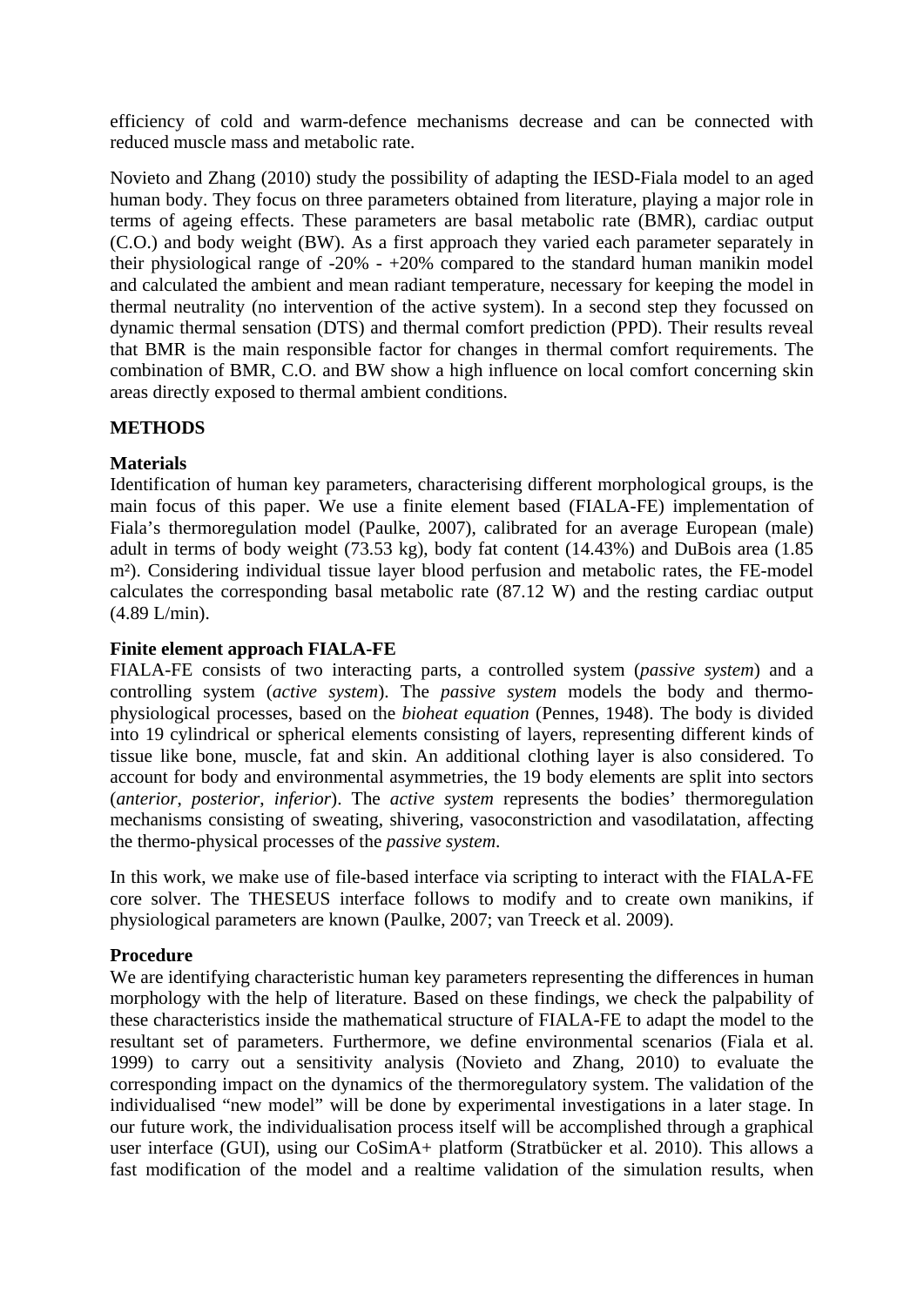efficiency of cold and warm-defence mechanisms decrease and can be connected with reduced muscle mass and metabolic rate.

Novieto and Zhang (2010) study the possibility of adapting the IESD-Fiala model to an aged human body. They focus on three parameters obtained from literature, playing a major role in terms of ageing effects. These parameters are basal metabolic rate (BMR), cardiac output (C.O.) and body weight (BW). As a first approach they varied each parameter separately in their physiological range of -20% - +20% compared to the standard human manikin model and calculated the ambient and mean radiant temperature, necessary for keeping the model in thermal neutrality (no intervention of the active system). In a second step they focussed on dynamic thermal sensation (DTS) and thermal comfort prediction (PPD). Their results reveal that BMR is the main responsible factor for changes in thermal comfort requirements. The combination of BMR, C.O. and BW show a high influence on local comfort concerning skin areas directly exposed to thermal ambient conditions.

## METHODS

### Materials

Identification of human key parameters, characterising different morphological groups, is the main focus of this paper. We use a finite element based (FIALA-FE) implementation of Fiala's thermoregulation model (Paulke, 2007), calibrated for an average European (male) adult in terms of body weight (73.53 kg), body fat content (14.43%) and DuBois area (1.85 m²). Considering individual tissue layer blood perfusion and metabolic rates, the FE-model calculates the corresponding basal metabolic rate (87.12 W) and the resting cardiac output (4.89 L/min).

### Finite element approach FIALA-FE

FIALA-FE consists of two interacting parts, a controlled system (*passive system*) and a controlling system (*active system*). The *passive system* models the body and thermo-physiological processes, based on the *bioheat equation* (Pennes, 1948). The body is divided into 19 cylindrical or spherical elements consisting of layers, representing different kinds of tissue like bone, muscle, fat and skin. An additional clothing layer is also considered. To account for body and environmental asymmetries, the 19 body elements are split into sectors (*anterior*, *posterior*, *inferior*). The *active system* represents the bodies' thermoregulation mechanisms consisting of sweating, shivering, vasoconstriction and vasodilatation, affecting the thermo-physical processes of the *passive system*.

In this work, we make use of file-based interface via scripting to interact with the FIALA-FE core solver. The THESEUS interface follows to modify and to create own manikins, if physiological parameters are known (Paulke, 2007; van Treeck et al. 2009).

### Procedure

We are identifying characteristic human key parameters representing the differences in human morphology with the help of literature. Based on these findings, we check the palpability of these characteristics inside the mathematical structure of FIALA-FE to adapt the model to the resultant set of parameters. Furthermore, we define environmental scenarios (Fiala et al. 1999) to carry out a sensitivity analysis (Novieto and Zhang, 2010) to evaluate the corresponding impact on the dynamics of the thermoregulatory system. The validation of the individualised "new model" will be done by experimental investigations in a later stage. In our future work, the individualisation process itself will be accomplished through a graphical user interface (GUI), using our CoSimA+ platform (Stratbücker et al. 2010). This allows a fast modification of the model and a realtime validation of the simulation results, when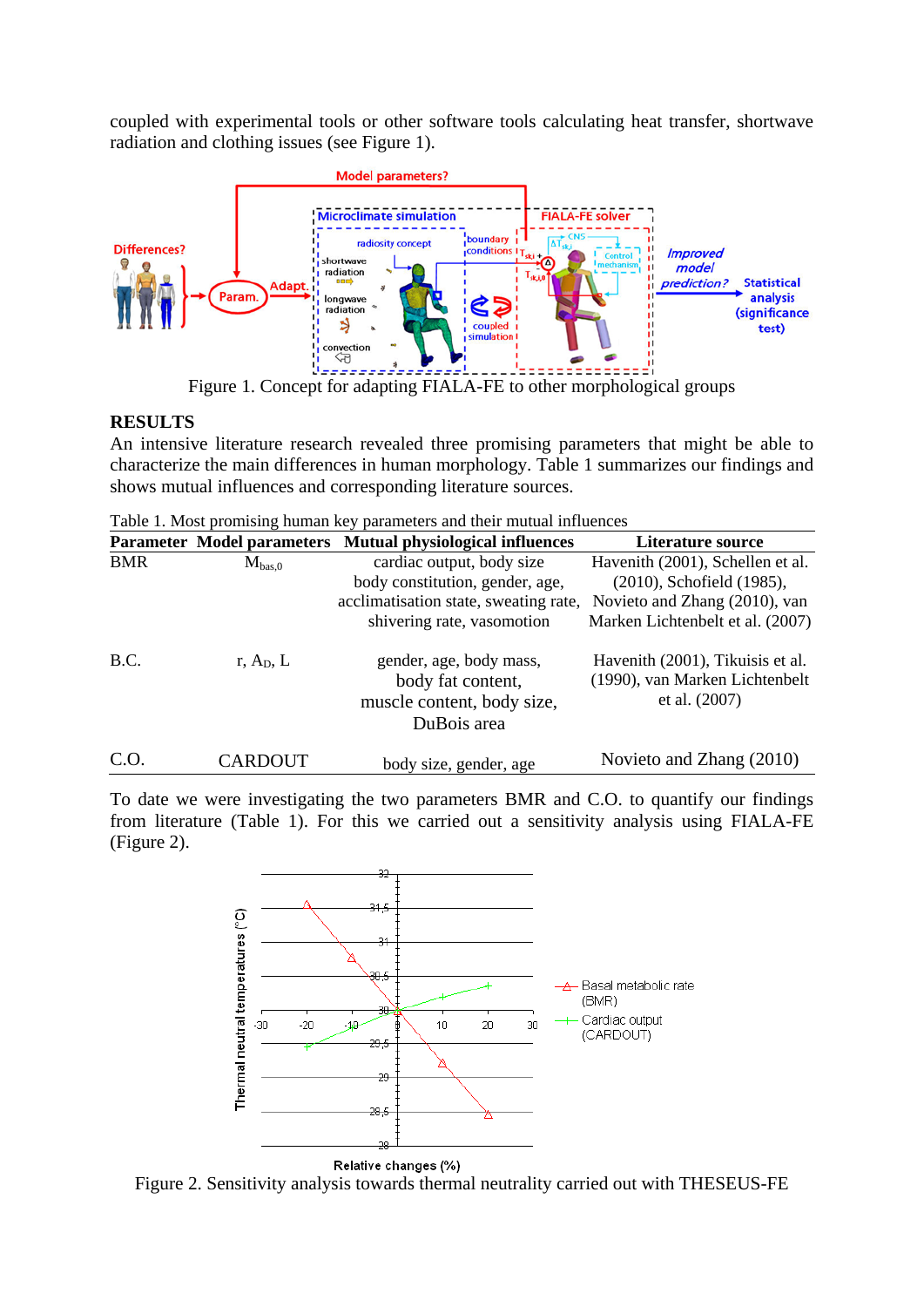coupled with experimental tools or other software tools calculating heat transfer, shortwave radiation and clothing issues (see Figure 1).

Figure 1. Concept for adapting FIALA-FE to other morphological groups

## RESULTS

An intensive literature research revealed three promising parameters that might be able to characterize the main differences in human morphology. Table 1 summarizes our findings and shows mutual influences and corresponding literature sources.

Table 1. Most promising human key parameters and their mutual influences

| Parameter | Model parameters | Mutual physiological influences | Literature source |
|---|---|---|---|
| BMR | $M_{bas,0}$ | cardiac output, body size body constitution, gender, age, acclimatisation state, sweating rate, shivering rate, vasomotion | Havenith (2001), Schellen et al. (2010), Schofield (1985), Novieto and Zhang (2010), van Marken Lichtenbelt et al. (2007) |
| B.C. | r, $A_D$, L | gender, age, body mass, body fat content, muscle content, body size, DuBois area | Havenith (2001), Tikuisis et al. (1990), van Marken Lichtenbelt et al. (2007) |
| C.O. | CARDOUT | body size, gender, age | Novieto and Zhang (2010) |

To date we were investigating the two parameters BMR and C.O. to quantify our findings from literature (Table 1). For this we carried out a sensitivity analysis using FIALA-FE (Figure 2).

Figure 2. Sensitivity analysis towards thermal neutrality carried out with THESEUS-FE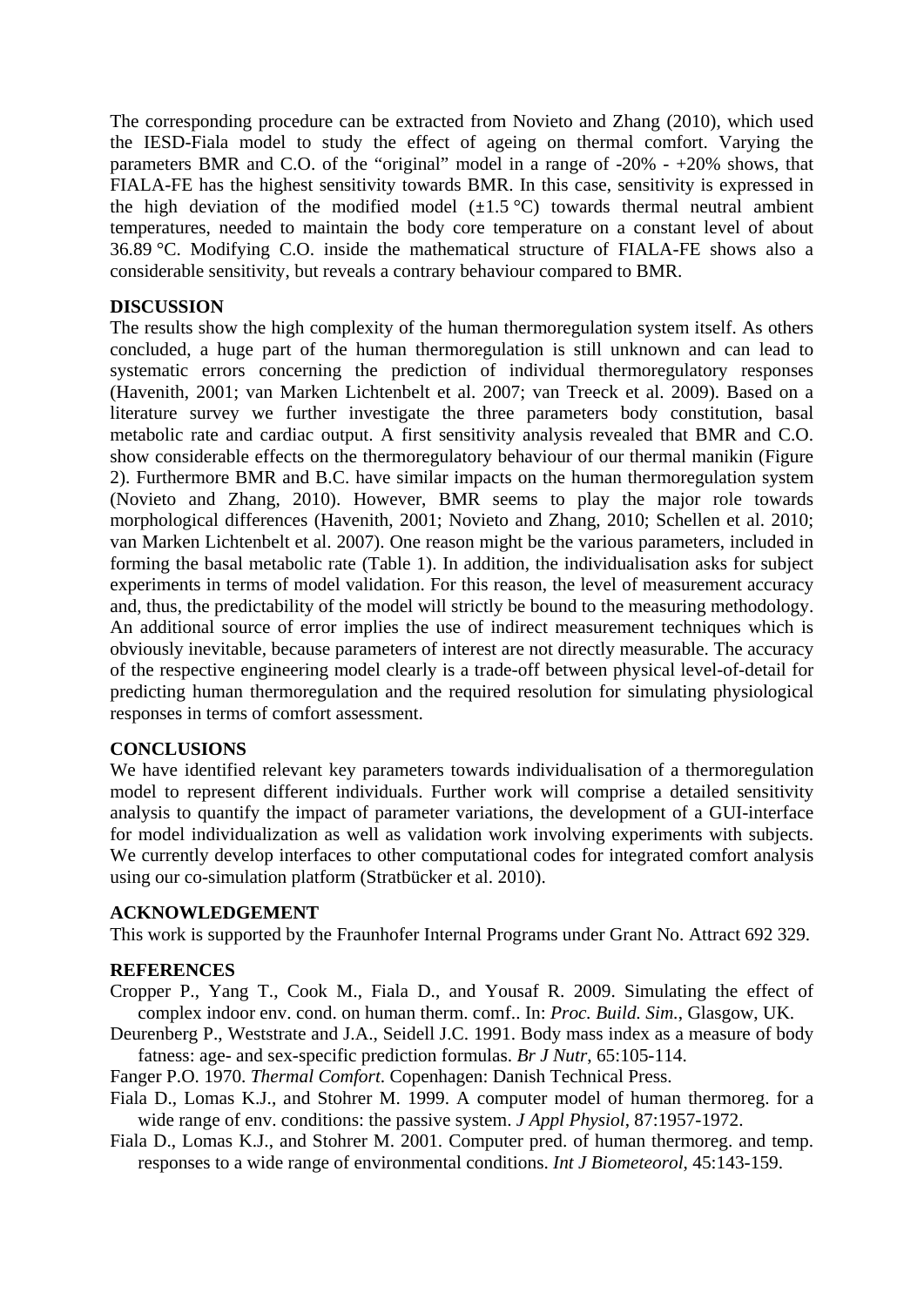The corresponding procedure can be extracted from Novieto and Zhang (2010), which used the IESD-Fiala model to study the effect of ageing on thermal comfort. Varying the parameters BMR and C.O. of the "original" model in a range of -20% - +20% shows, that FIALA-FE has the highest sensitivity towards BMR. In this case, sensitivity is expressed in the high deviation of the modified model (±1.5 °C) towards thermal neutral ambient temperatures, needed to maintain the body core temperature on a constant level of about 36.89 °C. Modifying C.O. inside the mathematical structure of FIALA-FE shows also a considerable sensitivity, but reveals a contrary behaviour compared to BMR.

## DISCUSSION

The results show the high complexity of the human thermoregulation system itself. As others concluded, a huge part of the human thermoregulation is still unknown and can lead to systematic errors concerning the prediction of individual thermoregulatory responses (Havenith, 2001; van Marken Lichtenbelt et al. 2007; van Treeck et al. 2009). Based on a literature survey we further investigate the three parameters body constitution, basal metabolic rate and cardiac output. A first sensitivity analysis revealed that BMR and C.O. show considerable effects on the thermoregulatory behaviour of our thermal manikin (Figure 2). Furthermore BMR and B.C. have similar impacts on the human thermoregulation system (Novieto and Zhang, 2010). However, BMR seems to play the major role towards morphological differences (Havenith, 2001; Novieto and Zhang, 2010; Schellen et al. 2010; van Marken Lichtenbelt et al. 2007). One reason might be the various parameters, included in forming the basal metabolic rate (Table 1). In addition, the individualisation asks for subject experiments in terms of model validation. For this reason, the level of measurement accuracy and, thus, the predictability of the model will strictly be bound to the measuring methodology. An additional source of error implies the use of indirect measurement techniques which is obviously inevitable, because parameters of interest are not directly measurable. The accuracy of the respective engineering model clearly is a trade-off between physical level-of-detail for predicting human thermoregulation and the required resolution for simulating physiological responses in terms of comfort assessment.

## CONCLUSIONS

We have identified relevant key parameters towards individualisation of a thermoregulation model to represent different individuals. Further work will comprise a detailed sensitivity analysis to quantify the impact of parameter variations, the development of a GUI-interface for model individualization as well as validation work involving experiments with subjects. We currently develop interfaces to other computational codes for integrated comfort analysis using our co-simulation platform (Stratbücker et al. 2010).

## ACKNOWLEDGEMENT

This work is supported by the Fraunhofer Internal Programs under Grant No. Attract 692 329.

## REFERENCES

Cropper P., Yang T., Cook M., Fiala D., and Yousaf R. 2009. Simulating the effect of complex indoor env. cond. on human therm. comf.. In: *Proc. Build. Sim.*, Glasgow, UK.

Deurenberg P., Weststrate and J.A., Seidell J.C. 1991. Body mass index as a measure of body fatness: age- and sex-specific prediction formulas. *Br J Nutr*, 65:105-114.

Fanger P.O. 1970. *Thermal Comfort*. Copenhagen: Danish Technical Press.

Fiala D., Lomas K.J., and Stohrer M. 1999. A computer model of human thermoreg. for a wide range of env. conditions: the passive system. *J Appl Physiol*, 87:1957-1972.

Fiala D., Lomas K.J., and Stohrer M. 2001. Computer pred. of human thermoreg. and temp. responses to a wide range of environmental conditions. *Int J Biometeorol*, 45:143-159.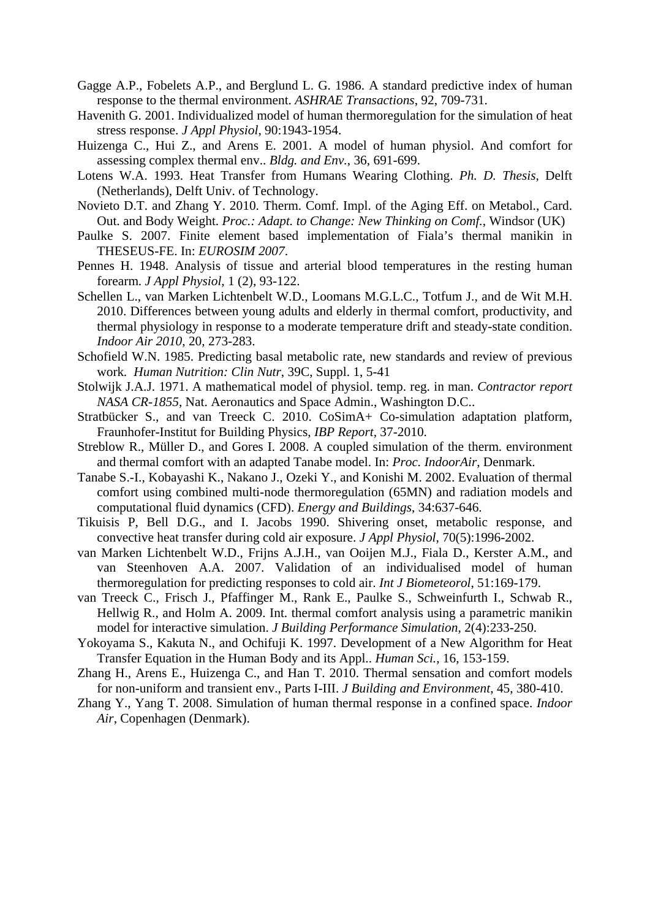Gagge A.P., Fobelets A.P., and Berglund L. G. 1986. A standard predictive index of human response to the thermal environment. *ASHRAE Transactions*, 92, 709-731.

Havenith G. 2001. Individualized model of human thermoregulation for the simulation of heat stress response. *J Appl Physiol*, 90:1943-1954.

Huizenga C., Hui Z., and Arens E. 2001. A model of human physiol. And comfort for assessing complex thermal env.. *Bldg. and Env.*, 36, 691-699.

Lotens W.A. 1993. Heat Transfer from Humans Wearing Clothing. *Ph. D. Thesis*, Delft (Netherlands), Delft Univ. of Technology.

Novieto D.T. and Zhang Y. 2010. Therm. Comf. Impl. of the Aging Eff. on Metabol., Card. Out. and Body Weight. *Proc.: Adapt. to Change: New Thinking on Comf.*, Windsor (UK)

Paulke S. 2007. Finite element based implementation of Fiala's thermal manikin in THESEUS-FE. In: *EUROSIM 2007*.

Pennes H. 1948. Analysis of tissue and arterial blood temperatures in the resting human forearm. *J Appl Physiol*, 1 (2), 93-122.

Schellen L., van Marken Lichtenbelt W.D., Loomans M.G.L.C., Totfum J., and de Wit M.H. 2010. Differences between young adults and elderly in thermal comfort, productivity, and thermal physiology in response to a moderate temperature drift and steady-state condition. *Indoor Air 2010*, 20, 273-283.

Schofield W.N. 1985. Predicting basal metabolic rate, new standards and review of previous work. *Human Nutrition: Clin Nutr*, 39C, Suppl. 1, 5-41

Stolwijk J.A.J. 1971. A mathematical model of physiol. temp. reg. in man. *Contractor report NASA CR-1855*, Nat. Aeronautics and Space Admin., Washington D.C..

Stratbücker S., and van Treeck C. 2010. CoSimA+ Co-simulation adaptation platform, Fraunhofer-Institut for Building Physics, *IBP Report*, 37-2010.

Streblow R., Müller D., and Gores I. 2008. A coupled simulation of the therm. environment and thermal comfort with an adapted Tanabe model. In: *Proc. IndoorAir*, Denmark.

Tanabe S.-I., Kobayashi K., Nakano J., Ozeki Y., and Konishi M. 2002. Evaluation of thermal comfort using combined multi-node thermoregulation (65MN) and radiation models and computational fluid dynamics (CFD). *Energy and Buildings*, 34:637-646.

Tikuisis P, Bell D.G., and I. Jacobs 1990. Shivering onset, metabolic response, and convective heat transfer during cold air exposure. *J Appl Physiol*, 70(5):1996-2002.

van Marken Lichtenbelt W.D., Frijns A.J.H., van Ooijen M.J., Fiala D., Kerster A.M., and van Steenhoven A.A. 2007. Validation of an individualised model of human thermoregulation for predicting responses to cold air. *Int J Biometeorol*, 51:169-179.

van Treeck C., Frisch J., Pfaffinger M., Rank E., Paulke S., Schweinfurth I., Schwab R., Hellwig R., and Holm A. 2009. Int. thermal comfort analysis using a parametric manikin model for interactive simulation. *J Building Performance Simulation*, 2(4):233-250.

Yokoyama S., Kakuta N., and Ochifuji K. 1997. Development of a New Algorithm for Heat Transfer Equation in the Human Body and its Appl.. *Human Sci.*, 16, 153-159.

Zhang H., Arens E., Huizenga C., and Han T. 2010. Thermal sensation and comfort models for non-uniform and transient env., Parts I-III. *J Building and Environment*, 45, 380-410.

Zhang Y., Yang T. 2008. Simulation of human thermal response in a confined space. *Indoor Air*, Copenhagen (Denmark).